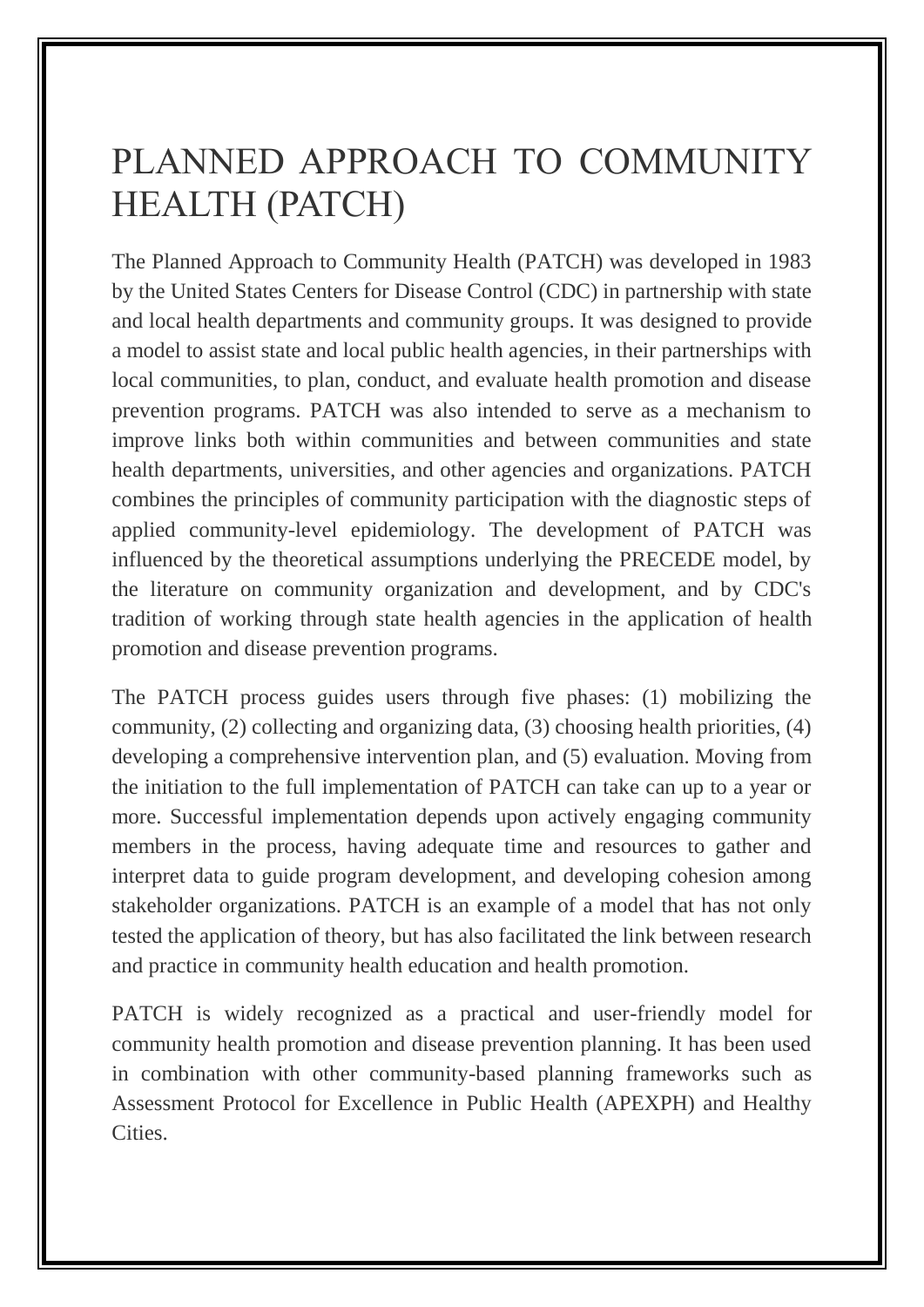# PLANNED APPROACH TO COMMUNITY HEALTH (PATCH)

The Planned Approach to Community Health (PATCH) was developed in 1983 by the United States Centers for Disease Control (CDC) in partnership with state and local health departments and community groups. It was designed to provide a model to assist state and local public health agencies, in their partnerships with local communities, to plan, conduct, and evaluate health promotion and disease prevention programs. PATCH was also intended to serve as a mechanism to improve links both within communities and between communities and state health departments, universities, and other agencies and organizations. PATCH combines the principles of community participation with the diagnostic steps of applied community-level epidemiology. The development of PATCH was influenced by the theoretical assumptions underlying the PRECEDE model, by the literature on community organization and development, and by CDC's tradition of working through state health agencies in the application of health promotion and disease prevention programs.

The PATCH process guides users through five phases: (1) mobilizing the community, (2) collecting and organizing data, (3) choosing health priorities, (4) developing a comprehensive intervention plan, and (5) evaluation. Moving from the initiation to the full implementation of PATCH can take can up to a year or more. Successful implementation depends upon actively engaging community members in the process, having adequate time and resources to gather and interpret data to guide program development, and developing cohesion among stakeholder organizations. PATCH is an example of a model that has not only tested the application of theory, but has also facilitated the link between research and practice in community health education and health promotion.

PATCH is widely recognized as a practical and user-friendly model for community health promotion and disease prevention planning. It has been used in combination with other community-based planning frameworks such as Assessment Protocol for Excellence in Public Health (APEXPH) and Healthy Cities.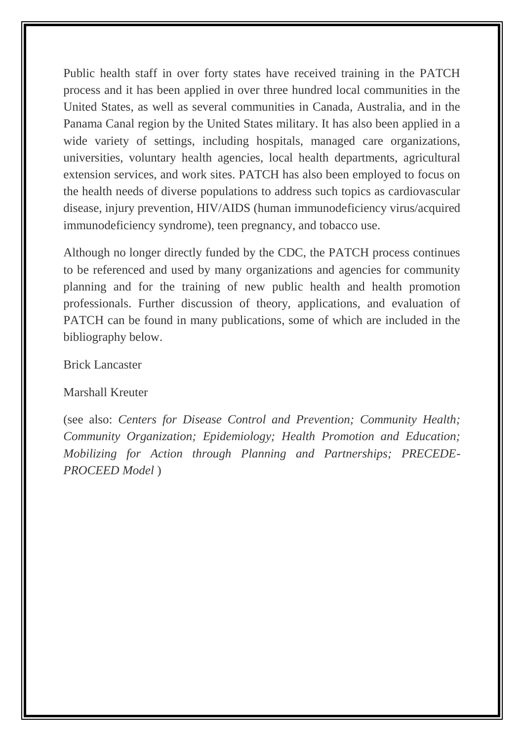Public health staff in over forty states have received training in the PATCH process and it has been applied in over three hundred local communities in the United States, as well as several communities in Canada, Australia, and in the Panama Canal region by the United States military. It has also been applied in a wide variety of settings, including hospitals, managed care organizations, universities, voluntary health agencies, local health departments, agricultural extension services, and work sites. PATCH has also been employed to focus on the health needs of diverse populations to address such topics as cardiovascular disease, injury prevention, HIV/AIDS (human immunodeficiency virus/acquired immunodeficiency syndrome), teen pregnancy, and tobacco use.

Although no longer directly funded by the CDC, the PATCH process continues to be referenced and used by many organizations and agencies for community planning and for the training of new public health and health promotion professionals. Further discussion of theory, applications, and evaluation of PATCH can be found in many publications, some of which are included in the bibliography below.

Brick Lancaster

Marshall Kreuter

(see also: *Centers for Disease Control and Prevention; Community Health; Community Organization; Epidemiology; Health Promotion and Education; Mobilizing for Action through Planning and Partnerships; PRECEDE-PROCEED Model* )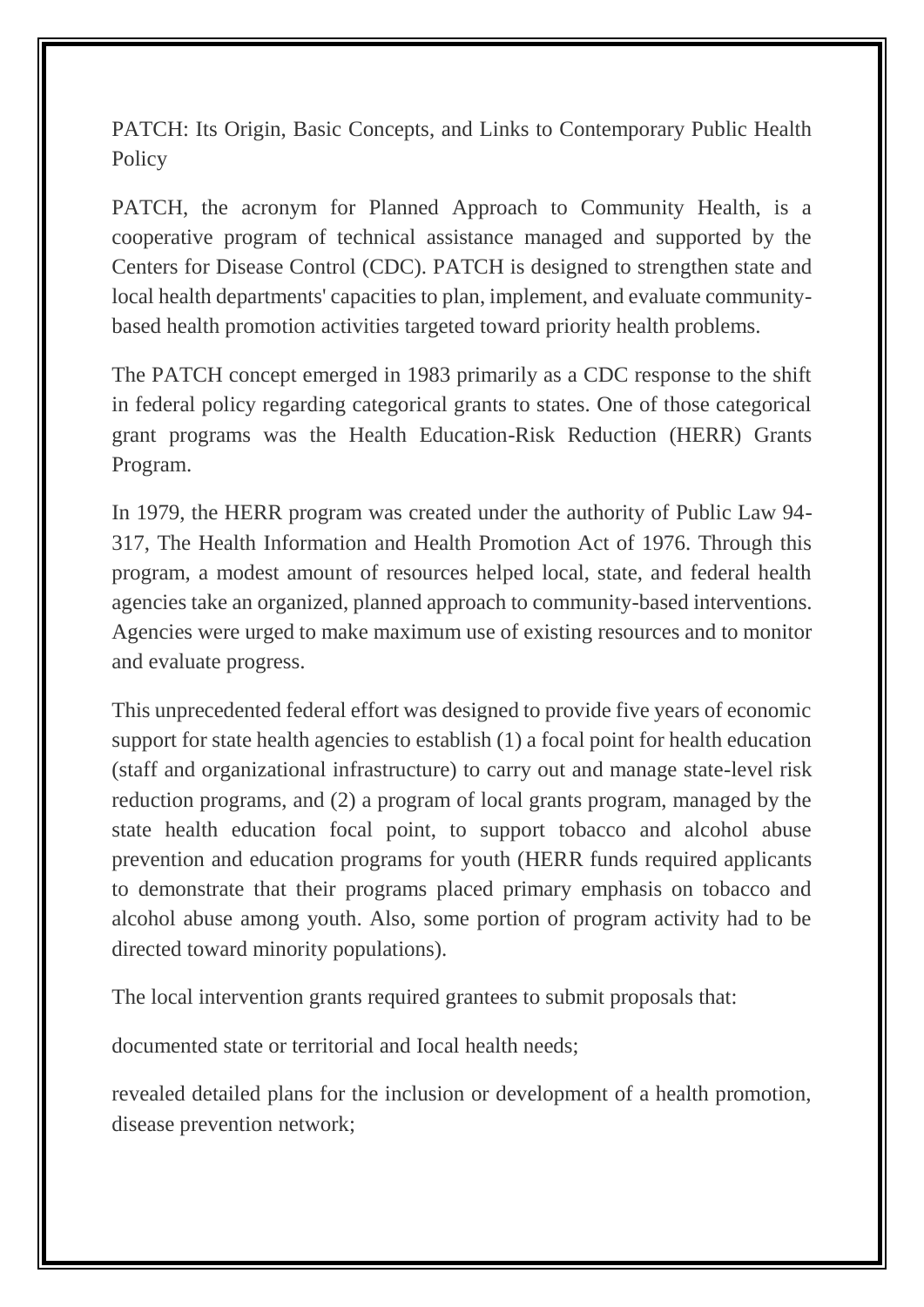PATCH: Its Origin, Basic Concepts, and Links to Contemporary Public Health Policy

PATCH, the acronym for Planned Approach to Community Health, is a cooperative program of technical assistance managed and supported by the Centers for Disease Control (CDC). PATCH is designed to strengthen state and local health departments' capacities to plan, implement, and evaluate community-based health promotion activities targeted toward priority health problems.

The PATCH concept emerged in 1983 primarily as a CDC response to the shift in federal policy regarding categorical grants to states. One of those categorical grant programs was the Health Education-Risk Reduction (HERR) Grants Program.

In 1979, the HERR program was created under the authority of Public Law 94-317, The Health Information and Health Promotion Act of 1976. Through this program, a modest amount of resources helped local, state, and federal health agencies take an organized, planned approach to community-based interventions. Agencies were urged to make maximum use of existing resources and to monitor and evaluate progress.

This unprecedented federal effort was designed to provide five years of economic support for state health agencies to establish (1) a focal point for health education (staff and organizational infrastructure) to carry out and manage state-level risk reduction programs, and (2) a program of local grants program, managed by the state health education focal point, to support tobacco and alcohol abuse prevention and education programs for youth (HERR funds required applicants to demonstrate that their programs placed primary emphasis on tobacco and alcohol abuse among youth. Also, some portion of program activity had to be directed toward minority populations).

The local intervention grants required grantees to submit proposals that:

documented state or territorial and Iocal health needs;

revealed detailed plans for the inclusion or development of a health promotion, disease prevention network;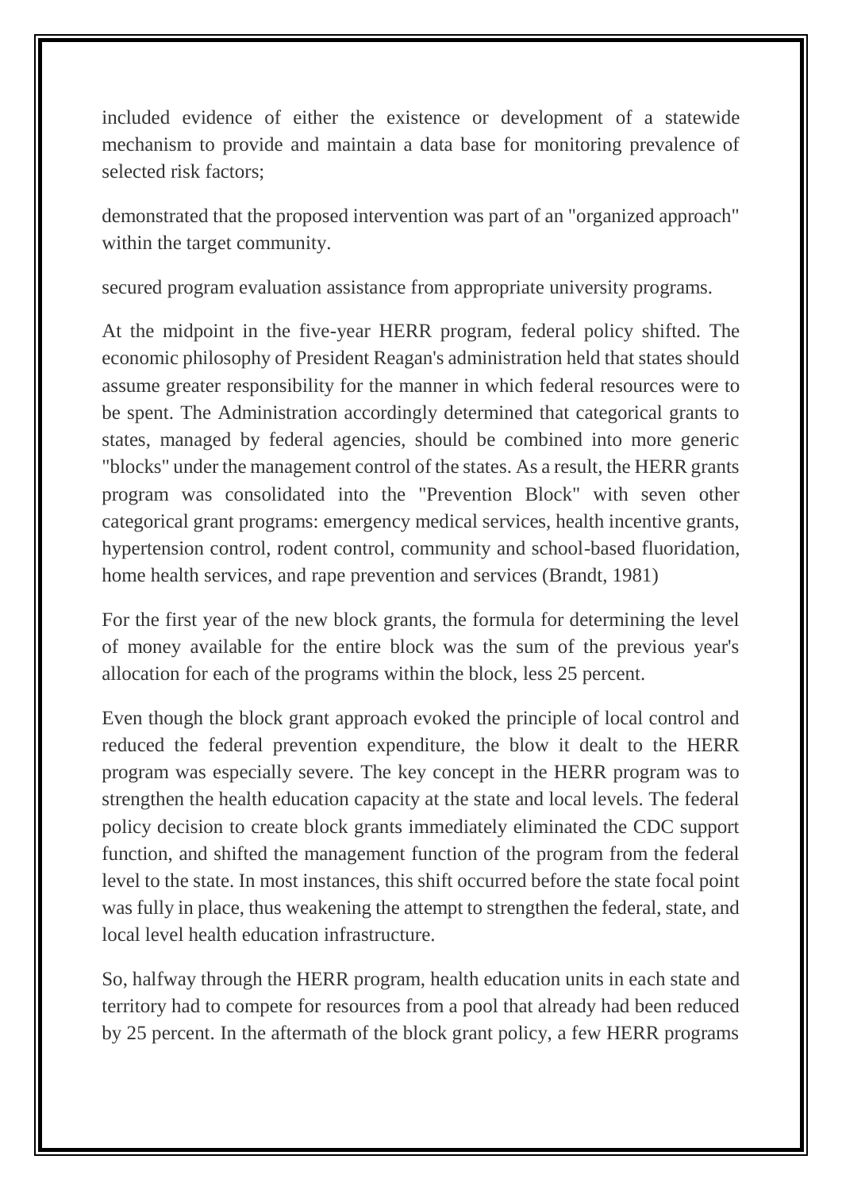included evidence of either the existence or development of a statewide mechanism to provide and maintain a data base for monitoring prevalence of selected risk factors;

demonstrated that the proposed intervention was part of an "organized approach" within the target community.

secured program evaluation assistance from appropriate university programs.

At the midpoint in the five-year HERR program, federal policy shifted. The economic philosophy of President Reagan's administration held that states should assume greater responsibility for the manner in which federal resources were to be spent. The Administration accordingly determined that categorical grants to states, managed by federal agencies, should be combined into more generic "blocks" under the management control of the states. As a result, the HERR grants program was consolidated into the "Prevention Block" with seven other categorical grant programs: emergency medical services, health incentive grants, hypertension control, rodent control, community and school-based fluoridation, home health services, and rape prevention and services (Brandt, 1981)

For the first year of the new block grants, the formula for determining the level of money available for the entire block was the sum of the previous year's allocation for each of the programs within the block, less 25 percent.

Even though the block grant approach evoked the principle of local control and reduced the federal prevention expenditure, the blow it dealt to the HERR program was especially severe. The key concept in the HERR program was to strengthen the health education capacity at the state and local levels. The federal policy decision to create block grants immediately eliminated the CDC support function, and shifted the management function of the program from the federal level to the state. In most instances, this shift occurred before the state focal point was fully in place, thus weakening the attempt to strengthen the federal, state, and local level health education infrastructure.

So, halfway through the HERR program, health education units in each state and territory had to compete for resources from a pool that already had been reduced by 25 percent. In the aftermath of the block grant policy, a few HERR programs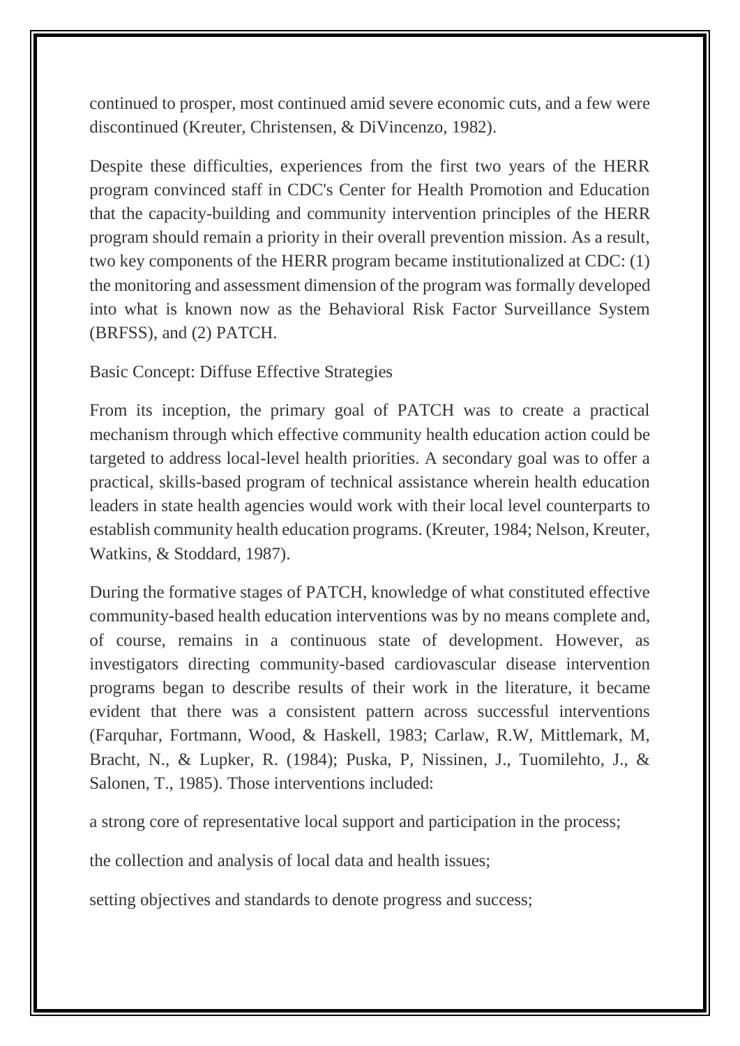continued to prosper, most continued amid severe economic cuts, and a few were discontinued (Kreuter, Christensen, & DiVincenzo, 1982).

Despite these difficulties, experiences from the first two years of the HERR program convinced staff in CDC's Center for Health Promotion and Education that the capacity-building and community intervention principles of the HERR program should remain a priority in their overall prevention mission. As a result, two key components of the HERR program became institutionalized at CDC: (1) the monitoring and assessment dimension of the program was formally developed into what is known now as the Behavioral Risk Factor Surveillance System (BRFSS), and (2) PATCH.

Basic Concept: Diffuse Effective Strategies

From its inception, the primary goal of PATCH was to create a practical mechanism through which effective community health education action could be targeted to address local-level health priorities. A secondary goal was to offer a practical, skills-based program of technical assistance wherein health education leaders in state health agencies would work with their local level counterparts to establish community health education programs. (Kreuter, 1984; Nelson, Kreuter, Watkins, & Stoddard, 1987).

During the formative stages of PATCH, knowledge of what constituted effective community-based health education interventions was by no means complete and, of course, remains in a continuous state of development. However, as investigators directing community-based cardiovascular disease intervention programs began to describe results of their work in the literature, it became evident that there was a consistent pattern across successful interventions (Farquhar, Fortmann, Wood, & Haskell, 1983; Carlaw, R.W, Mittlemark, M, Bracht, N., & Lupker, R. (1984); Puska, P, Nissinen, J., Tuomilehto, J., & Salonen, T., 1985). Those interventions included:

a strong core of representative local support and participation in the process;

the collection and analysis of local data and health issues;

setting objectives and standards to denote progress and success;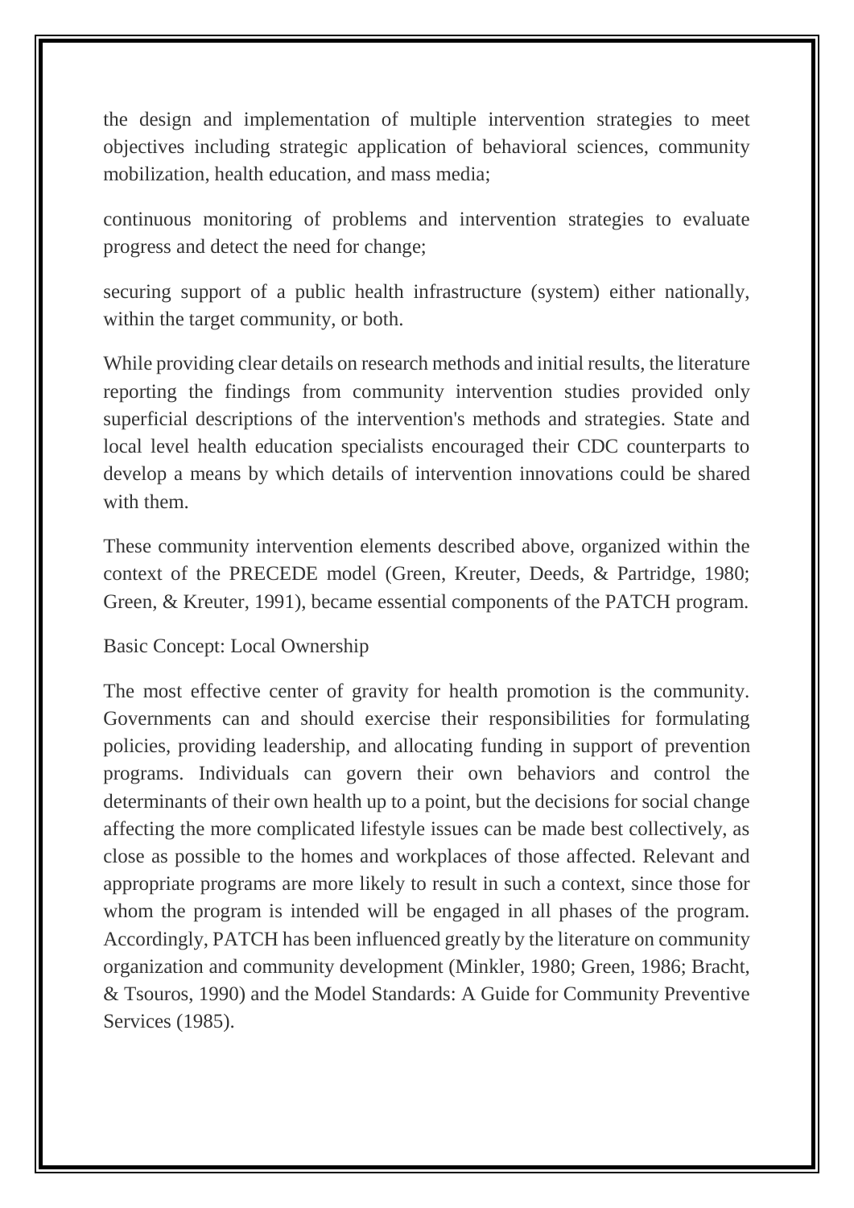the design and implementation of multiple intervention strategies to meet objectives including strategic application of behavioral sciences, community mobilization, health education, and mass media;

continuous monitoring of problems and intervention strategies to evaluate progress and detect the need for change;

securing support of a public health infrastructure (system) either nationally, within the target community, or both.

While providing clear details on research methods and initial results, the literature reporting the findings from community intervention studies provided only superficial descriptions of the intervention's methods and strategies. State and local level health education specialists encouraged their CDC counterparts to develop a means by which details of intervention innovations could be shared with them.

These community intervention elements described above, organized within the context of the PRECEDE model (Green, Kreuter, Deeds, & Partridge, 1980; Green, & Kreuter, 1991), became essential components of the PATCH program.

## Basic Concept: Local Ownership

The most effective center of gravity for health promotion is the community. Governments can and should exercise their responsibilities for formulating policies, providing leadership, and allocating funding in support of prevention programs. Individuals can govern their own behaviors and control the determinants of their own health up to a point, but the decisions for social change affecting the more complicated lifestyle issues can be made best collectively, as close as possible to the homes and workplaces of those affected. Relevant and appropriate programs are more likely to result in such a context, since those for whom the program is intended will be engaged in all phases of the program. Accordingly, PATCH has been influenced greatly by the literature on community organization and community development (Minkler, 1980; Green, 1986; Bracht, & Tsouros, 1990) and the Model Standards: A Guide for Community Preventive Services (1985).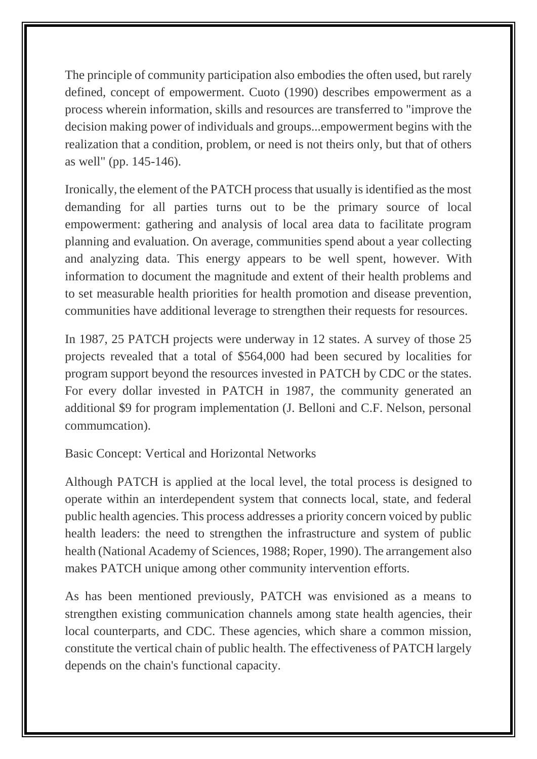The principle of community participation also embodies the often used, but rarely defined, concept of empowerment. Cuoto (1990) describes empowerment as a process wherein information, skills and resources are transferred to "improve the decision making power of individuals and groups...empowerment begins with the realization that a condition, problem, or need is not theirs only, but that of others as well" (pp. 145-146).

Ironically, the element of the PATCH process that usually is identified as the most demanding for all parties turns out to be the primary source of local empowerment: gathering and analysis of local area data to facilitate program planning and evaluation. On average, communities spend about a year collecting and analyzing data. This energy appears to be well spent, however. With information to document the magnitude and extent of their health problems and to set measurable health priorities for health promotion and disease prevention, communities have additional leverage to strengthen their requests for resources.

In 1987, 25 PATCH projects were underway in 12 states. A survey of those 25 projects revealed that a total of $564,000 had been secured by localities for program support beyond the resources invested in PATCH by CDC or the states. For every dollar invested in PATCH in 1987, the community generated an additional $9 for program implementation (J. Belloni and C.F. Nelson, personal commumcation).

## Basic Concept: Vertical and Horizontal Networks

Although PATCH is applied at the local level, the total process is designed to operate within an interdependent system that connects local, state, and federal public health agencies. This process addresses a priority concern voiced by public health leaders: the need to strengthen the infrastructure and system of public health (National Academy of Sciences, 1988; Roper, 1990). The arrangement also makes PATCH unique among other community intervention efforts.

As has been mentioned previously, PATCH was envisioned as a means to strengthen existing communication channels among state health agencies, their local counterparts, and CDC. These agencies, which share a common mission, constitute the vertical chain of public health. The effectiveness of PATCH largely depends on the chain's functional capacity.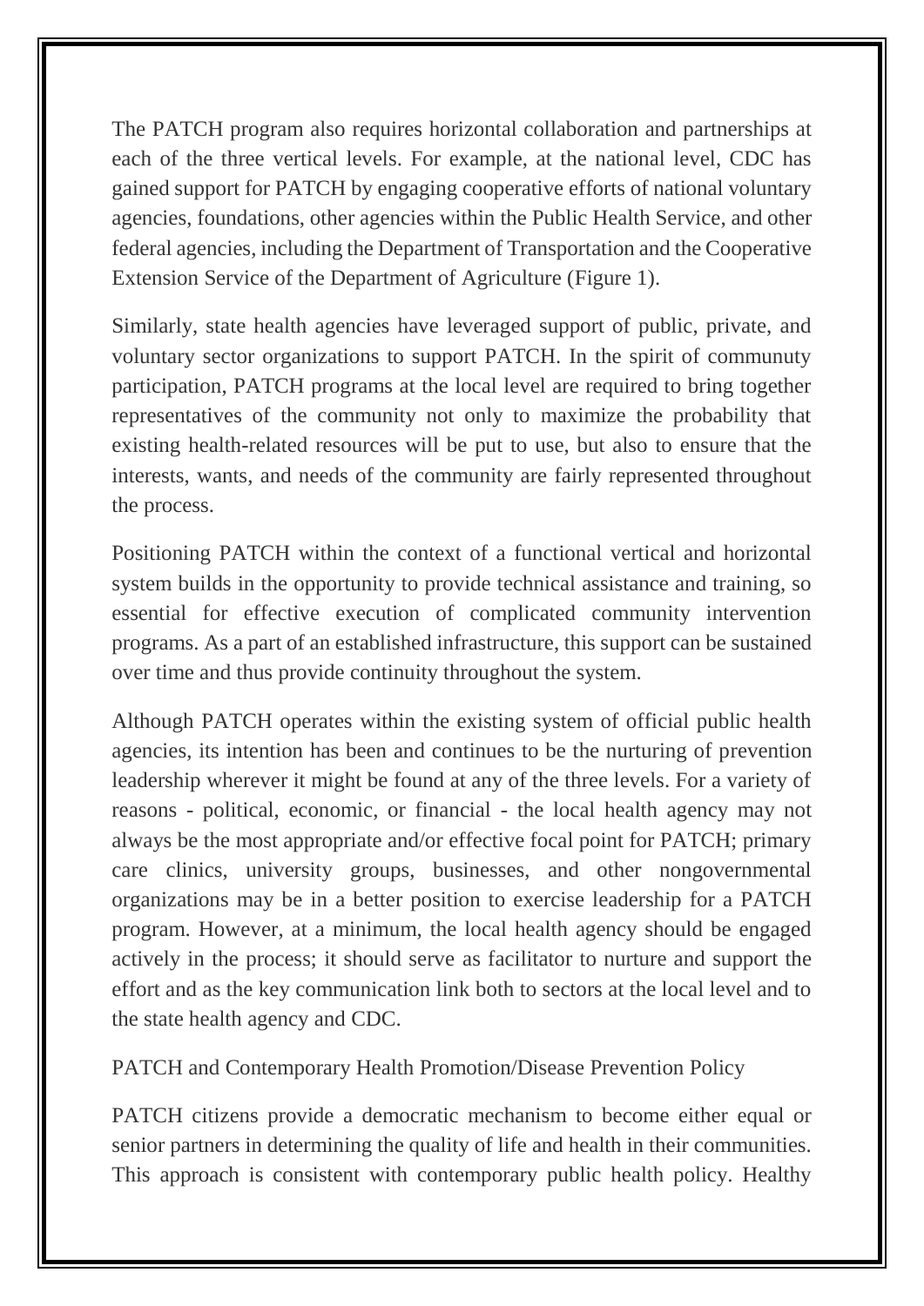The PATCH program also requires horizontal collaboration and partnerships at each of the three vertical levels. For example, at the national level, CDC has gained support for PATCH by engaging cooperative efforts of national voluntary agencies, foundations, other agencies within the Public Health Service, and other federal agencies, including the Department of Transportation and the Cooperative Extension Service of the Department of Agriculture (Figure 1).

Similarly, state health agencies have leveraged support of public, private, and voluntary sector organizations to support PATCH. In the spirit of communuty participation, PATCH programs at the local level are required to bring together representatives of the community not only to maximize the probability that existing health-related resources will be put to use, but also to ensure that the interests, wants, and needs of the community are fairly represented throughout the process.

Positioning PATCH within the context of a functional vertical and horizontal system builds in the opportunity to provide technical assistance and training, so essential for effective execution of complicated community intervention programs. As a part of an established infrastructure, this support can be sustained over time and thus provide continuity throughout the system.

Although PATCH operates within the existing system of official public health agencies, its intention has been and continues to be the nurturing of prevention leadership wherever it might be found at any of the three levels. For a variety of reasons - political, economic, or financial - the local health agency may not always be the most appropriate and/or effective focal point for PATCH; primary care clinics, university groups, businesses, and other nongovernmental organizations may be in a better position to exercise leadership for a PATCH program. However, at a minimum, the local health agency should be engaged actively in the process; it should serve as facilitator to nurture and support the effort and as the key communication link both to sectors at the local level and to the state health agency and CDC.

PATCH and Contemporary Health Promotion/Disease Prevention Policy

PATCH citizens provide a democratic mechanism to become either equal or senior partners in determining the quality of life and health in their communities. This approach is consistent with contemporary public health policy. Healthy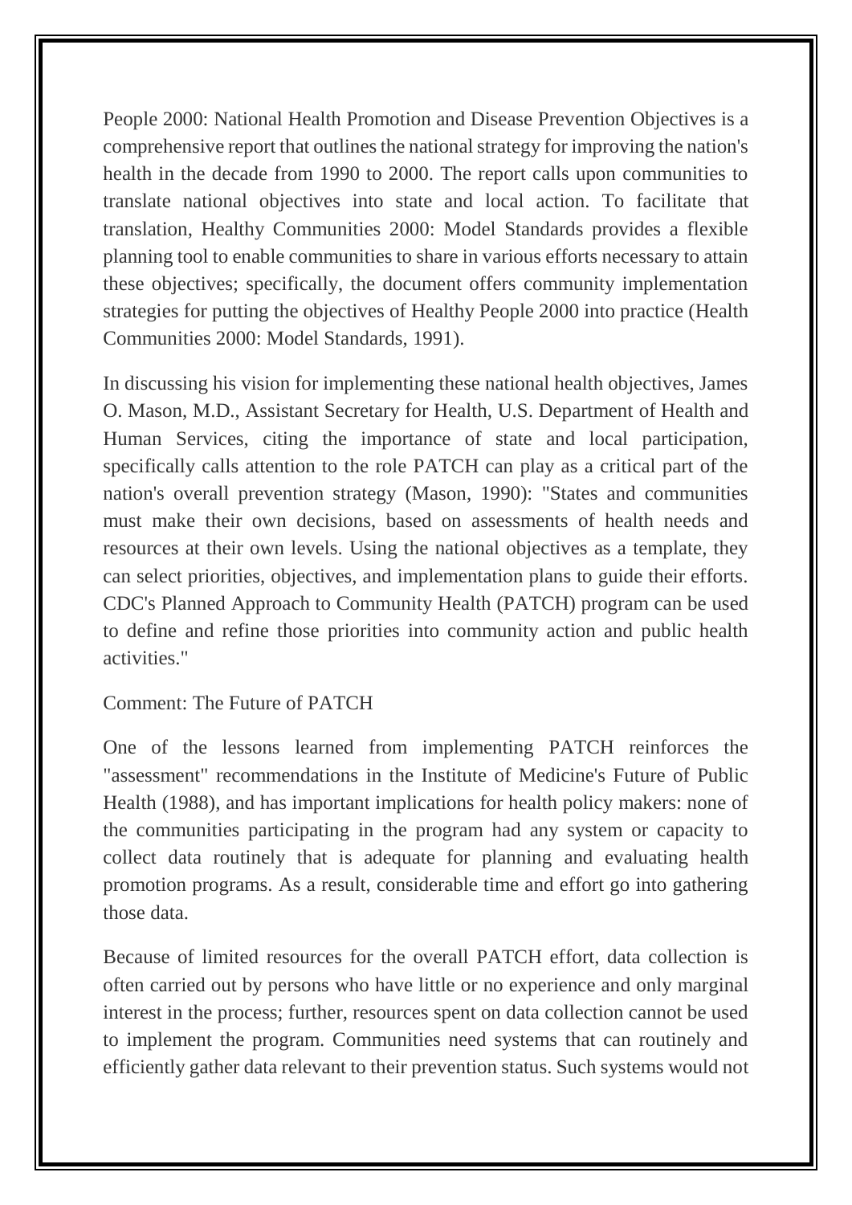People 2000: National Health Promotion and Disease Prevention Objectives is a comprehensive report that outlines the national strategy for improving the nation's health in the decade from 1990 to 2000. The report calls upon communities to translate national objectives into state and local action. To facilitate that translation, Healthy Communities 2000: Model Standards provides a flexible planning tool to enable communities to share in various efforts necessary to attain these objectives; specifically, the document offers community implementation strategies for putting the objectives of Healthy People 2000 into practice (Health Communities 2000: Model Standards, 1991).

In discussing his vision for implementing these national health objectives, James O. Mason, M.D., Assistant Secretary for Health, U.S. Department of Health and Human Services, citing the importance of state and local participation, specifically calls attention to the role PATCH can play as a critical part of the nation's overall prevention strategy (Mason, 1990): "States and communities must make their own decisions, based on assessments of health needs and resources at their own levels. Using the national objectives as a template, they can select priorities, objectives, and implementation plans to guide their efforts. CDC's Planned Approach to Community Health (PATCH) program can be used to define and refine those priorities into community action and public health activities."

## Comment: The Future of PATCH

One of the lessons learned from implementing PATCH reinforces the "assessment" recommendations in the Institute of Medicine's Future of Public Health (1988), and has important implications for health policy makers: none of the communities participating in the program had any system or capacity to collect data routinely that is adequate for planning and evaluating health promotion programs. As a result, considerable time and effort go into gathering those data.

Because of limited resources for the overall PATCH effort, data collection is often carried out by persons who have little or no experience and only marginal interest in the process; further, resources spent on data collection cannot be used to implement the program. Communities need systems that can routinely and efficiently gather data relevant to their prevention status. Such systems would not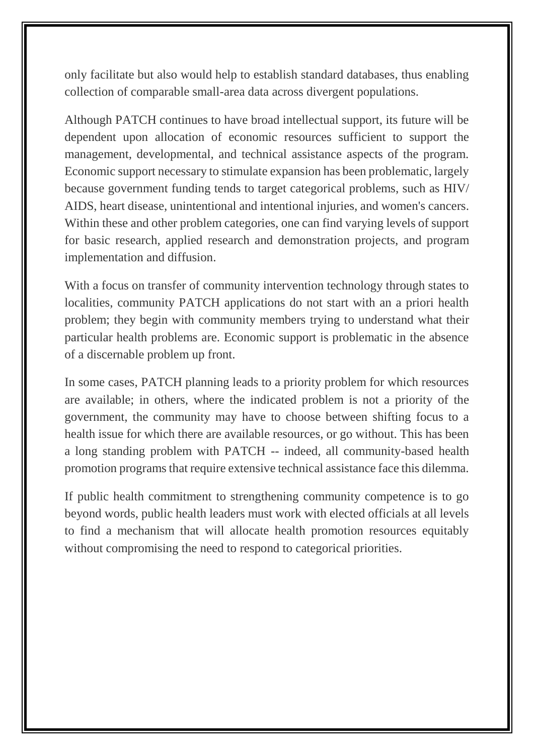only facilitate but also would help to establish standard databases, thus enabling collection of comparable small-area data across divergent populations.

Although PATCH continues to have broad intellectual support, its future will be dependent upon allocation of economic resources sufficient to support the management, developmental, and technical assistance aspects of the program. Economic support necessary to stimulate expansion has been problematic, largely because government funding tends to target categorical problems, such as HIV/ AIDS, heart disease, unintentional and intentional injuries, and women's cancers. Within these and other problem categories, one can find varying levels of support for basic research, applied research and demonstration projects, and program implementation and diffusion.

With a focus on transfer of community intervention technology through states to localities, community PATCH applications do not start with an a priori health problem; they begin with community members trying to understand what their particular health problems are. Economic support is problematic in the absence of a discernable problem up front.

In some cases, PATCH planning leads to a priority problem for which resources are available; in others, where the indicated problem is not a priority of the government, the community may have to choose between shifting focus to a health issue for which there are available resources, or go without. This has been a long standing problem with PATCH -- indeed, all community-based health promotion programs that require extensive technical assistance face this dilemma.

If public health commitment to strengthening community competence is to go beyond words, public health leaders must work with elected officials at all levels to find a mechanism that will allocate health promotion resources equitably without compromising the need to respond to categorical priorities.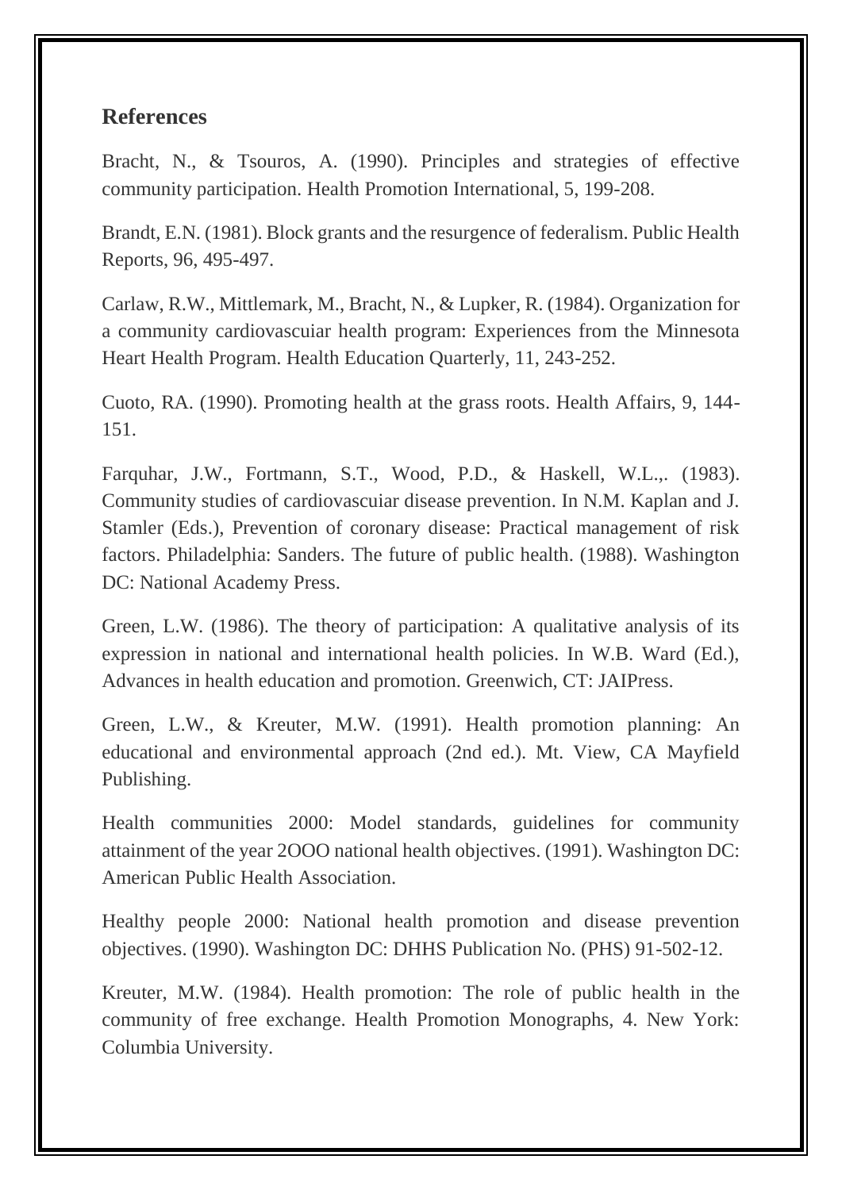## References

Bracht, N., & Tsouros, A. (1990). Principles and strategies of effective community participation. Health Promotion International, 5, 199-208.

Brandt, E.N. (1981). Block grants and the resurgence of federalism. Public Health Reports, 96, 495-497.

Carlaw, R.W., Mittlemark, M., Bracht, N., & Lupker, R. (1984). Organization for a community cardiovascuiar health program: Experiences from the Minnesota Heart Health Program. Health Education Quarterly, 11, 243-252.

Cuoto, RA. (1990). Promoting health at the grass roots. Health Affairs, 9, 144-151.

Farquhar, J.W., Fortmann, S.T., Wood, P.D., & Haskell, W.L.,. (1983). Community studies of cardiovascuiar disease prevention. In N.M. Kaplan and J. Stamler (Eds.), Prevention of coronary disease: Practical management of risk factors. Philadelphia: Sanders. The future of public health. (1988). Washington DC: National Academy Press.

Green, L.W. (1986). The theory of participation: A qualitative analysis of its expression in national and international health policies. In W.B. Ward (Ed.), Advances in health education and promotion. Greenwich, CT: JAIPress.

Green, L.W., & Kreuter, M.W. (1991). Health promotion planning: An educational and environmental approach (2nd ed.). Mt. View, CA Mayfield Publishing.

Health communities 2000: Model standards, guidelines for community attainment of the year 2OOO national health objectives. (1991). Washington DC: American Public Health Association.

Healthy people 2000: National health promotion and disease prevention objectives. (1990). Washington DC: DHHS Publication No. (PHS) 91-502-12.

Kreuter, M.W. (1984). Health promotion: The role of public health in the community of free exchange. Health Promotion Monographs, 4. New York: Columbia University.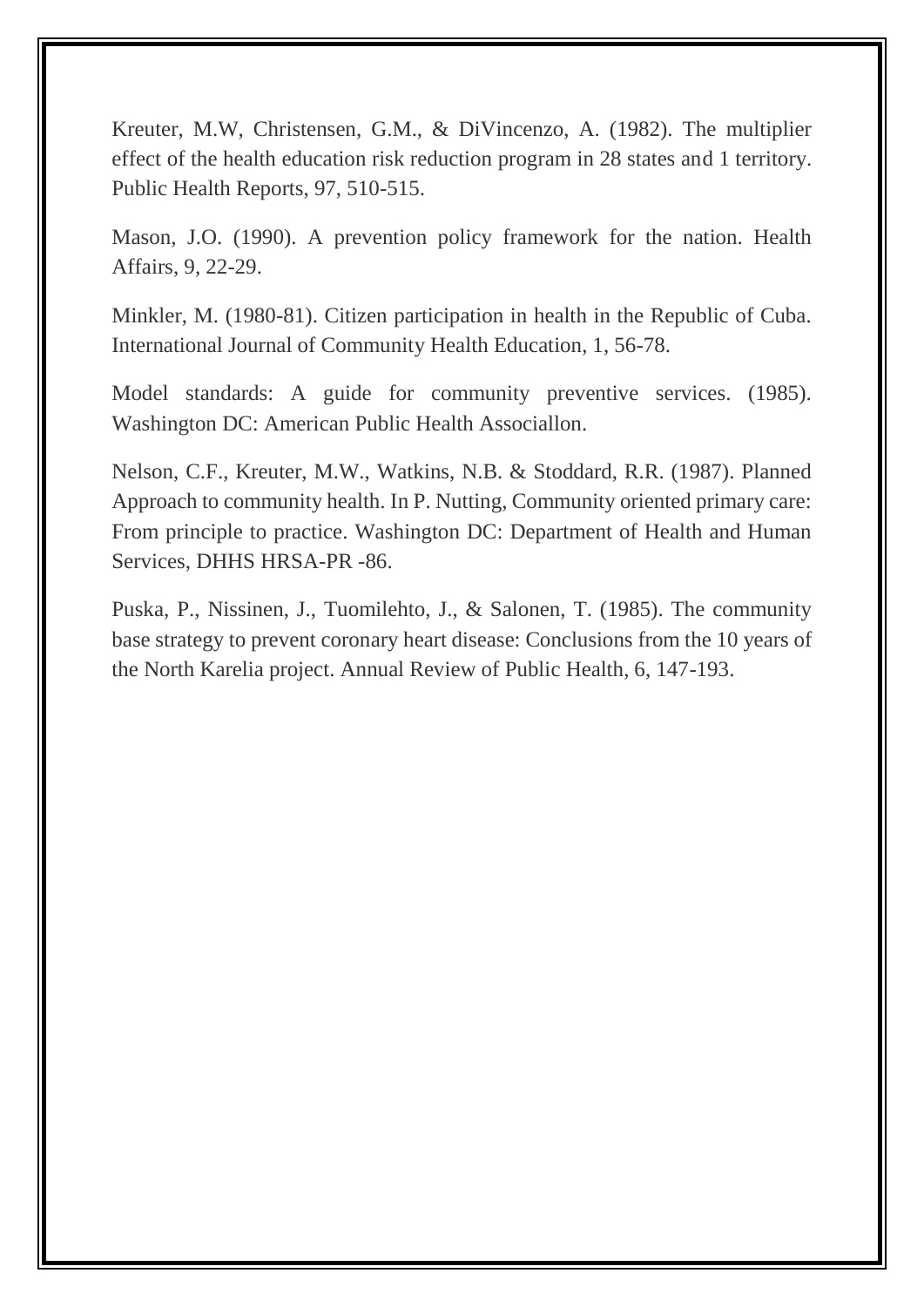Kreuter, M.W, Christensen, G.M., & DiVincenzo, A. (1982). The multiplier effect of the health education risk reduction program in 28 states and 1 territory. Public Health Reports, 97, 510-515.

Mason, J.O. (1990). A prevention policy framework for the nation. Health Affairs, 9, 22-29.

Minkler, M. (1980-81). Citizen participation in health in the Republic of Cuba. International Journal of Community Health Education, 1, 56-78.

Model standards: A guide for community preventive services. (1985). Washington DC: American Public Health Associallon.

Nelson, C.F., Kreuter, M.W., Watkins, N.B. & Stoddard, R.R. (1987). Planned Approach to community health. In P. Nutting, Community oriented primary care: From principle to practice. Washington DC: Department of Health and Human Services, DHHS HRSA-PR -86.

Puska, P., Nissinen, J., Tuomilehto, J., & Salonen, T. (1985). The community base strategy to prevent coronary heart disease: Conclusions from the 10 years of the North Karelia project. Annual Review of Public Health, 6, 147-193.